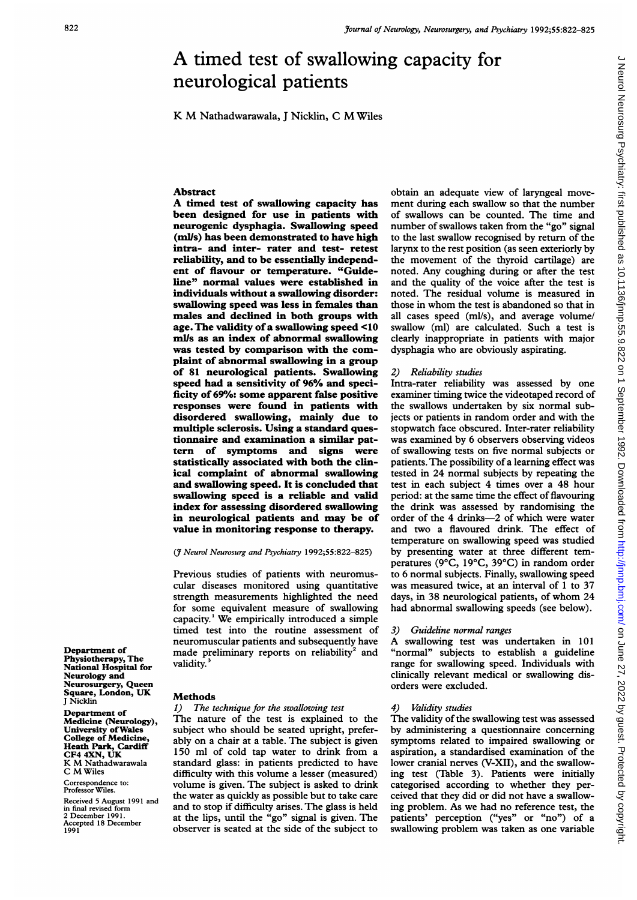# A timed test of swallowing capacity for neurological patients

K M Nathadwarawala, J Nicklin, C M Wiles

## Abstract

**A timed test of swallowing capacity has been designed for use in patients with neurogenic dysphagia. Swallowing speed (ml/s) has been demonstrated to have high intra- and inter- rater and test- retest reliability, and to be essentially independent of flavour or temperature. "Guideline" normal values were established in individuals without a swallowing disorder: swallowing speed was less in females than males and declined in both groups with age. The validity of a swallowing speed <10 ml/s as an index of abnormal swallowing was tested by comparison with the complaint of abnormal swallowing in a group of 81 neurological patients. Swallowing speed had a sensitivity of 96% and specificity of 69%: some apparent false positive responses were found in patients with disordered swallowing, mainly due to multiple sclerosis. Using a standard questionnaire and examination a similar pattern of symptoms and signs were statistically associated with both the clinical complaint of abnormal swallowing and swallowing speed. It is concluded that swallowing speed is a reliable and valid index for assessing disordered swallowing in neurological patients and may be of value in monitoring response to therapy.**

(*J Neurol Neurosurg and Psychiatry* 1992;55:822–825)

Previous studies of patients with neuromuscular diseases monitored using quantitative strength measurements highlighted the need for some equivalent measure of swallowing capacity.[1] We empirically introduced a simple timed test into the routine assessment of neuromuscular patients and subsequently have made preliminary reports on reliability[2] and validity.[3]

## Methods

### 1) *The technique for the swallowing test*

The nature of the test is explained to the subject who should be seated upright, preferably on a chair at a table. The subject is given 150 ml of cold tap water to drink from a standard glass: in patients predicted to have difficulty with this volume a lesser (measured) volume is given. The subject is asked to drink the water as quickly as possible but to take care and to stop if difficulty arises. The glass is held at the lips, until the "go" signal is given. The observer is seated at the side of the subject to obtain an adequate view of laryngeal movement during each swallow so that the number of swallows can be counted. The time and number of swallows taken from the "go" signal to the last swallow recognised by return of the larynx to the rest position (as seen exteriorly by the movement of the thyroid cartilage) are noted. Any coughing during or after the test and the quality of the voice after the test is noted. The residual volume is measured in those in whom the test is abandoned so that in all cases speed (ml/s), and average volume/swallow (ml) are calculated. Such a test is clearly inappropriate in patients with major dysphagia who are obviously aspirating.

### 2) *Reliability studies*

Intra-rater reliability was assessed by one examiner timing twice the videotaped record of the swallows undertaken by six normal subjects or patients in random order and with the stopwatch face obscured. Inter-rater reliability was examined by 6 observers observing videos of swallowing tests on five normal subjects or patients. The possibility of a learning effect was tested in 24 normal subjects by repeating the test in each subject 4 times over a 48 hour period: at the same time the effect of flavouring the drink was assessed by randomising the order of the 4 drinks—2 of which were water and two a flavoured drink. The effect of temperature on swallowing speed was studied by presenting water at three different temperatures (9°C, 19°C, 39°C) in random order to 6 normal subjects. Finally, swallowing speed was measured twice, at an interval of 1 to 37 days, in 38 neurological patients, of whom 24 had abnormal swallowing speeds (see below).

### 3) *Guideline normal ranges*

A swallowing test was undertaken in 101 "normal" subjects to establish a guideline range for swallowing speed. Individuals with clinically relevant medical or swallowing disorders were excluded.

### 4) *Validity studies*

The validity of the swallowing test was assessed by administering a questionnaire concerning symptoms related to impaired swallowing or aspiration, a standardised examination of the lower cranial nerves (V-XII), and the swallowing test (Table 3). Patients were initially categorised according to whether they perceived that they did or did not have a swallowing problem. As we had no reference test, the patients' perception ("yes" or "no") of a swallowing problem was taken as one variable

Department of Physiotherapy, The National Hospital for Neurology and Neurosurgery, Queen Square, London, UK
J Nicklin

Department of Medicine (Neurology), University of Wales College of Medicine, Heath Park, Cardiff CF4 4XN, UK
K M Nathadwarawala
C M Wiles

Correspondence to: Professor Wiles.

Received 5 August 1991 and in final revised form 2 December 1991.
Accepted 18 December 1991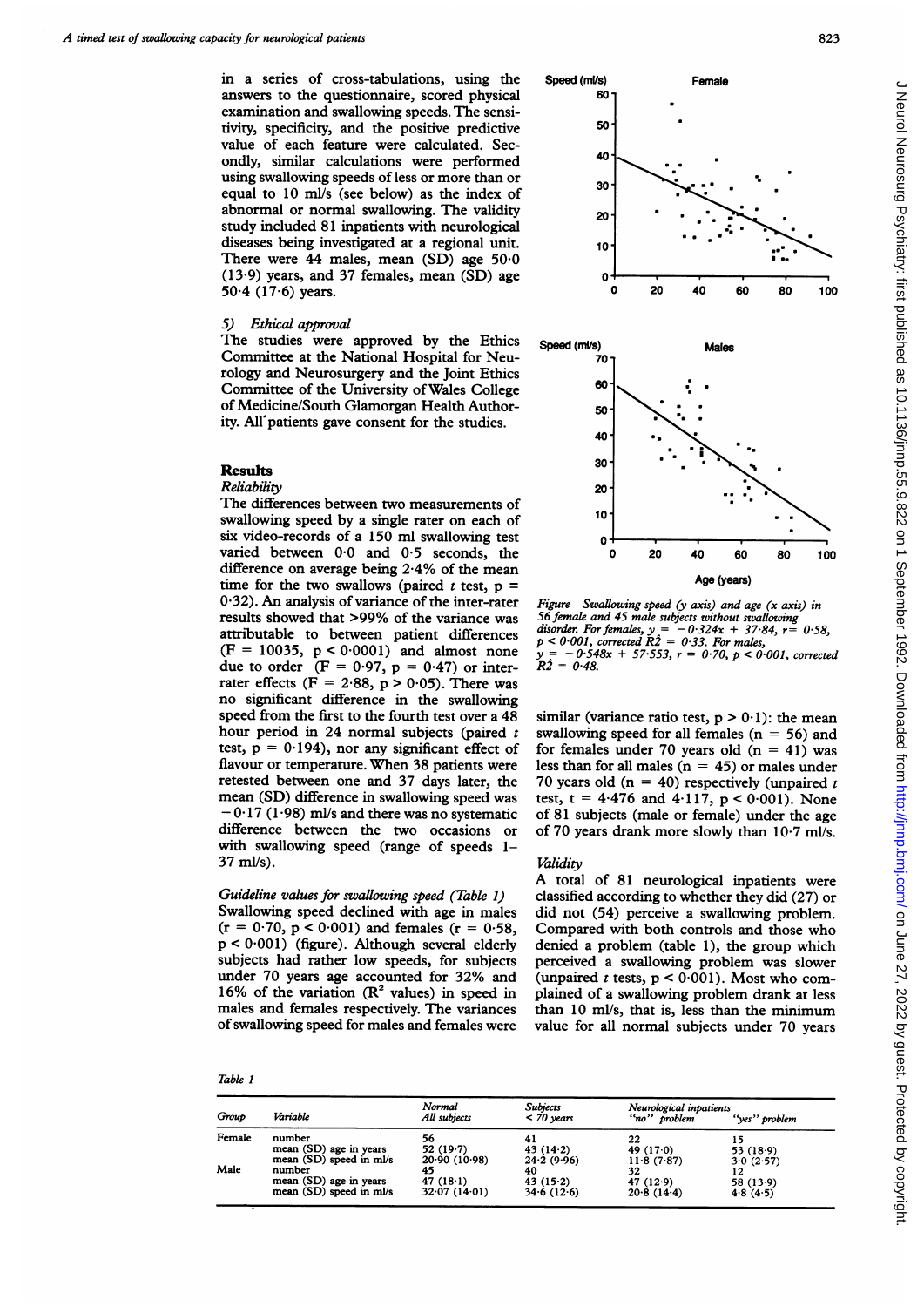in a series of cross-tabulations, using the answers to the questionnaire, scored physical examination and swallowing speeds. The sensitivity, specificity, and the positive predictive value of each feature were calculated. Secondly, similar calculations were performed using swallowing speeds of less or more than or equal to 10 ml/s (see below) as the index of abnormal or normal swallowing. The validity study included 81 inpatients with neurological diseases being investigated at a regional unit. There were 44 males, mean (SD) age 50·0 (13·9) years, and 37 females, mean (SD) age 50·4 (17·6) years.

### 5) *Ethical approval*

The studies were approved by the Ethics Committee at the National Hospital for Neurology and Neurosurgery and the Joint Ethics Committee of the University of Wales College of Medicine/South Glamorgan Health Authority. All patients gave consent for the studies.

## Results

### *Reliability*

The differences between two measurements of swallowing speed by a single rater on each of six video-records of a 150 ml swallowing test varied between 0·0 and 0·5 seconds, the difference on average being 2·4% of the mean time for the two swallows (paired *t* test, $p = 0{\cdot}32$). An analysis of variance of the inter-rater results showed that >99% of the variance was attributable to between patient differences ($F = 10035$, $p < 0{\cdot}0001$) and almost none due to order ($F = 0{\cdot}97$, $p = 0{\cdot}47$) or inter-rater effects ($F = 2{\cdot}88$, $p > 0{\cdot}05$). There was no significant difference in the swallowing speed from the first to the fourth test over a 48 hour period in 24 normal subjects (paired *t* test, $p = 0{\cdot}194$), nor any significant effect of flavour or temperature. When 38 patients were retested between one and 37 days later, the mean (SD) difference in swallowing speed was $-0{\cdot}17$ (1·98) ml/s and there was no systematic difference between the two occasions or with swallowing speed (range of speeds 1–37 ml/s).

### *Guideline values for swallowing speed (Table 1)*

Swallowing speed declined with age in males ($r = 0{\cdot}70$, $p < 0{\cdot}001$) and females ($r = 0{\cdot}58$, $p < 0{\cdot}001$) (figure). Although several elderly subjects had rather low speeds, for subjects under 70 years age accounted for 32% and 16% of the variation ($R^2$ values) in speed in males and females respectively. The variances of swallowing speed for males and females were similar (variance ratio test, $p > 0{\cdot}1$): the mean swallowing speed for all females ($n = 56$) and for females under 70 years old ($n = 41$) was less than for all males ($n = 45$) or males under 70 years old ($n = 40$) respectively (unpaired *t* test, $t = 4{\cdot}476$ and $4{\cdot}117$, $p < 0{\cdot}001$). None of 81 subjects (male or female) under the age of 70 years drank more slowly than 10·7 ml/s.

*Figure Swallowing speed (y axis) and age (x axis) in 56 female and 45 male subjects without swallowing disorder. For females, $y = -0{\cdot}324x + 37{\cdot}84$, $r = 0{\cdot}58$, $p < 0{\cdot}001$, corrected $\hat{R}^2 = 0{\cdot}33$. For males, $y = -0{\cdot}548x + 57{\cdot}553$, $r = 0{\cdot}70$, $p < 0{\cdot}001$, corrected $\hat{R}^2 = 0{\cdot}48$.*

### *Validity*

A total of 81 neurological inpatients were classified according to whether they did (27) or did not (54) perceive a swallowing problem. Compared with both controls and those who denied a problem (table 1), the group which perceived a swallowing problem was slower (unpaired *t* tests, $p < 0{\cdot}001$). Most who complained of a swallowing problem drank at less than 10 ml/s, that is, less than the minimum value for all normal subjects under 70 years

*Table 1*

| Group | Variable | Normal All subjects | Subjects < 70 years | Neurological inpatients "no" problem | Neurological inpatients "yes" problem |
|---|---|---|---|---|---|
| Female | number | 56 | 41 | 22 | 15 |
| | mean (SD) age in years | 52 (19·7) | 43 (14·2) | 49 (17·0) | 53 (18·9) |
| | mean (SD) speed in ml/s | 20·90 (10·98) | 24·2 (9·96) | 11·8 (7·87) | 3·0 (2·57) |
| Male | number | 45 | 40 | 32 | 12 |
| | mean (SD) age in years | 47 (18·1) | 43 (15·2) | 47 (12·9) | 58 (13·9) |
| | mean (SD) speed in ml/s | 32·07 (14·01) | 34·6 (12·6) | 20·8 (14·4) | 4·8 (4·5) |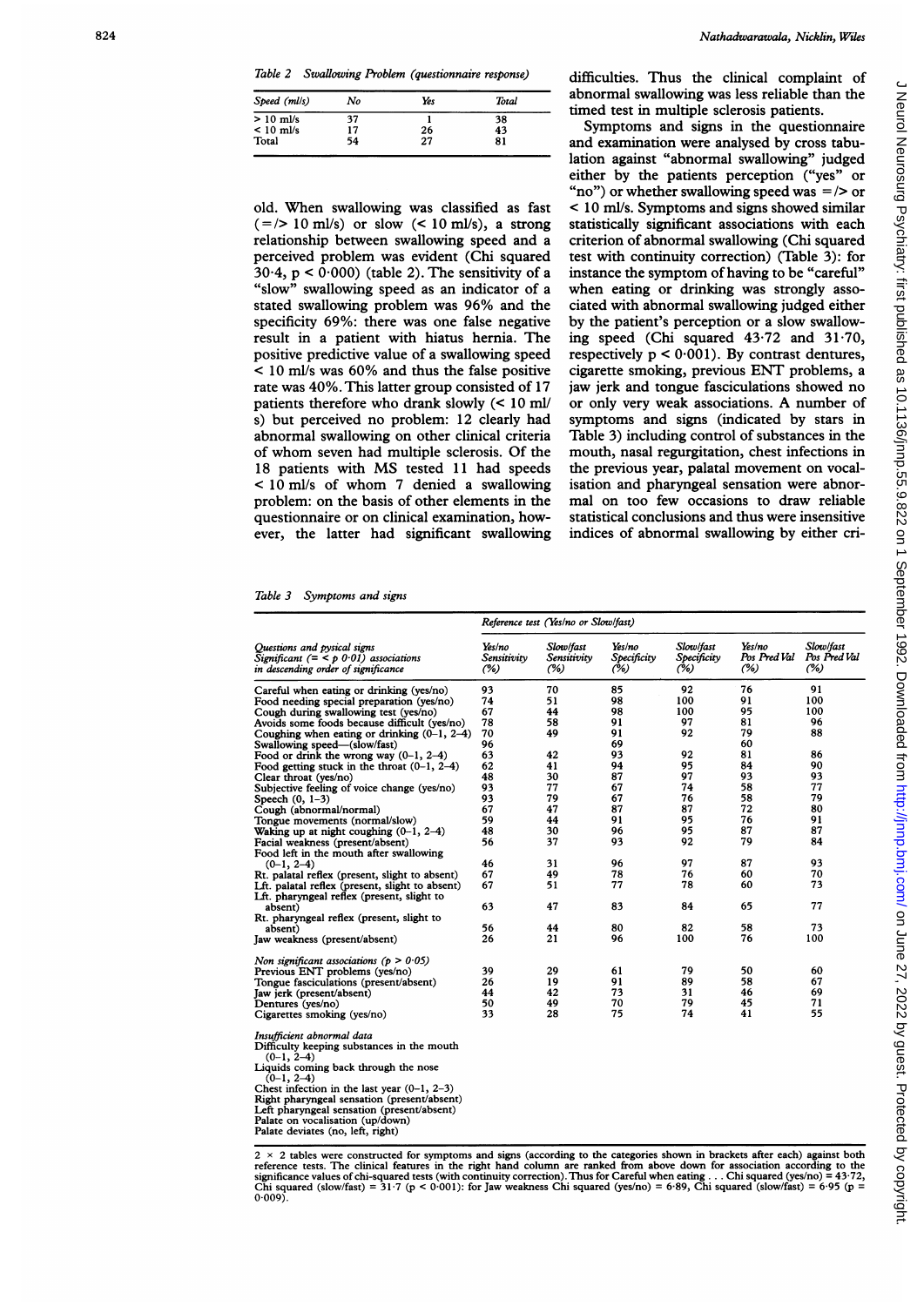Table 2 *Swallowing Problem (questionnaire response)*

| Speed (ml/s) | No | Yes | Total |
|---|---|---|---|
| > 10 ml/s | 37 | 1 | 38 |
| < 10 ml/s | 17 | 26 | 43 |
| Total | 54 | 27 | 81 |

old. When swallowing was classified as fast (=/> 10 ml/s) or slow (< 10 ml/s), a strong relationship between swallowing speed and a perceived problem was evident (Chi squared 30·4, $p < 0.000$) (table 2). The sensitivity of a "slow" swallowing speed as an indicator of a stated swallowing problem was 96% and the specificity 69%: there was one false negative result in a patient with hiatus hernia. The positive predictive value of a swallowing speed < 10 ml/s was 60% and thus the false positive rate was 40%. This latter group consisted of 17 patients therefore who drank slowly (< 10 ml/s) but perceived no problem: 12 clearly had abnormal swallowing on other clinical criteria of whom seven had multiple sclerosis. Of the 18 patients with MS tested 11 had speeds < 10 ml/s of whom 7 denied a swallowing problem: on the basis of other elements in the questionnaire or on clinical examination, however, the latter had significant swallowing difficulties. Thus the clinical complaint of abnormal swallowing was less reliable than the timed test in multiple sclerosis patients.

Symptoms and signs in the questionnaire and examination were analysed by cross tabulation against "abnormal swallowing" judged either by the patients perception ("yes" or "no") or whether swallowing speed was =/> or < 10 ml/s. Symptoms and signs showed similar statistically significant associations with each criterion of abnormal swallowing (Chi squared test with continuity correction) (Table 3): for instance the symptom of having to be "careful" when eating or drinking was strongly associated with abnormal swallowing judged either by the patient's perception or a slow swallowing speed (Chi squared 43·72 and 31·70, respectively $p < 0.001$). By contrast dentures, cigarette smoking, previous ENT problems, a jaw jerk and tongue fasciculations showed no or only very weak associations. A number of symptoms and signs (indicated by stars in Table 3) including control of substances in the mouth, nasal regurgitation, chest infections in the previous year, palatal movement on vocalisation and pharyngeal sensation were abnormal on too few occasions to draw reliable statistical conclusions and thus were insensitive indices of abnormal swallowing by either cri-

Table 3 *Symptoms and signs*

| Questions and pysical signs Significant (= < p 0·01) associations in descending order of significance | Reference test (Yes/no or Slow/fast) | | | | | |
|---|---|---|---|---|---|---|
| | Yes/no Sensitivity (%) | Slow/fast Sensitivity (%) | Yes/no Specificity (%) | Slow/fast Specificity (%) | Yes/no Pos Pred Val (%) | Slow/fast Pos Pred Val (%) |
| Careful when eating or drinking (yes/no) | 93 | 70 | 85 | 92 | 76 | 91 |
| Food needing special preparation (yes/no) | 74 | 51 | 98 | 100 | 91 | 100 |
| Cough during swallowing test (yes/no) | 67 | 44 | 98 | 100 | 95 | 100 |
| Avoids some foods because difficult (yes/no) | 78 | 58 | 91 | 97 | 81 | 96 |
| Coughing when eating or drinking (0–1, 2–4) | 70 | 49 | 91 | 92 | 79 | 88 |
| Swallowing speed—(slow/fast) | 96 | | 69 | | 60 | |
| Food or drink the wrong way (0–1, 2–4) | 63 | 42 | 93 | 92 | 81 | 86 |
| Food getting stuck in the throat (0–1, 2–4) | 62 | 41 | 94 | 95 | 84 | 90 |
| Clear throat (yes/no) | 48 | 30 | 87 | 97 | 93 | 93 |
| Subjective feeling of voice change (yes/no) | 93 | 77 | 67 | 74 | 58 | 77 |
| Speech (0, 1–3) | 93 | 79 | 67 | 76 | 58 | 79 |
| Cough (abnormal/normal) | 67 | 47 | 87 | 87 | 72 | 80 |
| Tongue movements (normal/slow) | 59 | 44 | 91 | 95 | 76 | 91 |
| Waking up at night coughing (0–1, 2–4) | 48 | 30 | 96 | 95 | 87 | 87 |
| Facial weakness (present/absent) | 56 | 37 | 93 | 92 | 79 | 84 |
| Food left in the mouth after swallowing (0–1, 2–4) | 46 | 31 | 96 | 97 | 87 | 93 |
| Rt. palatal reflex (present, slight to absent) | 67 | 49 | 78 | 76 | 60 | 70 |
| Lft. palatal reflex (present, slight to absent) | 67 | 51 | 77 | 78 | 60 | 73 |
| Lft. pharyngeal reflex (present, slight to absent) | 63 | 47 | 83 | 84 | 65 | 77 |
| Rt. pharyngeal reflex (present, slight to absent) | 56 | 44 | 80 | 82 | 58 | 73 |
| Jaw weakness (present/absent) | 26 | 21 | 96 | 100 | 76 | 100 |
| *Non significant associations (p > 0·05)* | | | | | | |
| Previous ENT problems (yes/no) | 39 | 29 | 61 | 79 | 50 | 60 |
| Tongue fasciculations (present/absent) | 26 | 19 | 91 | 89 | 58 | 67 |
| Jaw jerk (present/absent) | 44 | 42 | 73 | 31 | 46 | 69 |
| Dentures (yes/no) | 50 | 49 | 70 | 79 | 45 | 71 |
| Cigarettes smoking (yes/no) | 33 | 28 | 75 | 74 | 41 | 55 |
| *Insufficient abnormal data* | | | | | | |
| Difficulty keeping substances in the mouth (0–1, 2–4) | | | | | | |
| Liquids coming back through the nose (0–1, 2–4) | | | | | | |
| Chest infection in the last year (0–1, 2–3) | | | | | | |
| Right pharyngeal sensation (present/absent) | | | | | | |
| Left pharyngeal sensation (present/absent) | | | | | | |
| Palate on vocalisation (up/down) | | | | | | |
| Palate deviates (no, left, right) | | | | | | |

2 × 2 tables were constructed for symptoms and signs (according to the categories shown in brackets after each) against both reference tests. The clinical features in the right hand column are ranked from above down for association according to the significance values of chi-squared tests (with continuity correction). Thus for Careful when eating . . . Chi squared (yes/no) = 43·72, Chi squared (slow/fast) = 31·7 ($p < 0.001$): for Jaw weakness Chi squared (yes/no) = 6·89, Chi squared (slow/fast) = 6·95 ($p = 0.009$).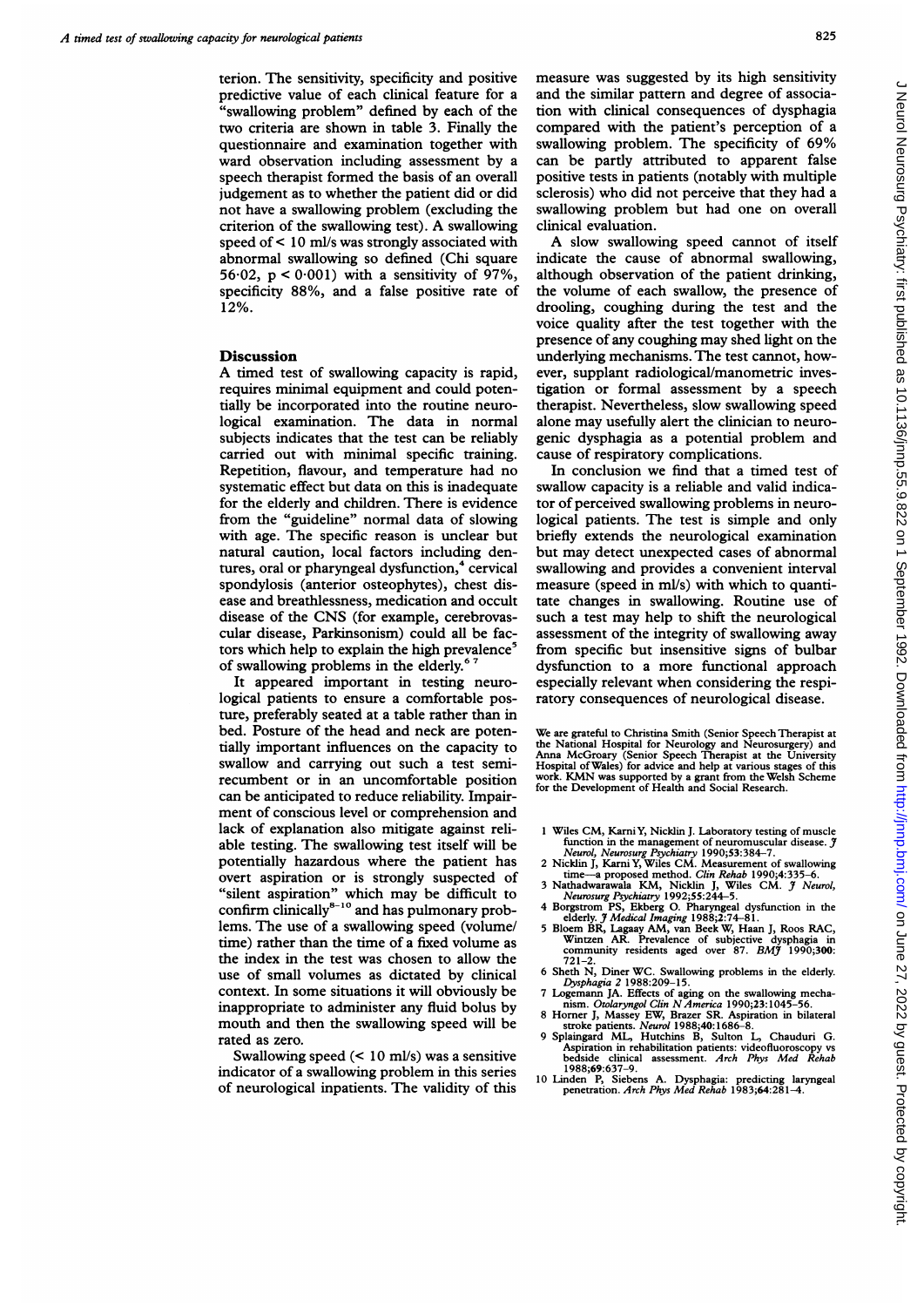terion. The sensitivity, specificity and positive predictive value of each clinical feature for a "swallowing problem" defined by each of the two criteria are shown in table 3. Finally the questionnaire and examination together with ward observation including assessment by a speech therapist formed the basis of an overall judgement as to whether the patient did or did not have a swallowing problem (excluding the criterion of the swallowing test). A swallowing speed of < 10 ml/s was strongly associated with abnormal swallowing so defined (Chi square 56·02, $p < 0·001$) with a sensitivity of 97%, specificity 88%, and a false positive rate of 12%.

## Discussion

A timed test of swallowing capacity is rapid, requires minimal equipment and could potentially be incorporated into the routine neurological examination. The data in normal subjects indicates that the test can be reliably carried out with minimal specific training. Repetition, flavour, and temperature had no systematic effect but data on this is inadequate for the elderly and children. There is evidence from the "guideline" normal data of slowing with age. The specific reason is unclear but natural caution, local factors including dentures, oral or pharyngeal dysfunction,[4] cervical spondylosis (anterior osteophytes), chest disease and breathlessness, medication and occult disease of the CNS (for example, cerebrovascular disease, Parkinsonism) could all be factors which help to explain the high prevalence[5] of swallowing problems in the elderly.[6,7]

It appeared important in testing neurological patients to ensure a comfortable posture, preferably seated at a table rather than in bed. Posture of the head and neck are potentially important influences on the capacity to swallow and carrying out such a test semirecumbent or in an uncomfortable position can be anticipated to reduce reliability. Impairment of conscious level or comprehension and lack of explanation also mitigate against reliable testing. The swallowing test itself will be potentially hazardous where the patient has overt aspiration or is strongly suspected of "silent aspiration" which may be difficult to confirm clinically[8-10] and has pulmonary problems. The use of a swallowing speed (volume/time) rather than the time of a fixed volume as the index in the test was chosen to allow the use of small volumes as dictated by clinical context. In some situations it will obviously be inappropriate to administer any fluid bolus by mouth and then the swallowing speed will be rated as zero.

Swallowing speed (< 10 ml/s) was a sensitive indicator of a swallowing problem in this series of neurological inpatients. The validity of this measure was suggested by its high sensitivity and the similar pattern and degree of association with clinical consequences of dysphagia compared with the patient's perception of a swallowing problem. The specificity of 69% can be partly attributed to apparent false positive tests in patients (notably with multiple sclerosis) who did not perceive that they had a swallowing problem but had one on overall clinical evaluation.

A slow swallowing speed cannot of itself indicate the cause of abnormal swallowing, although observation of the patient drinking, the volume of each swallow, the presence of drooling, coughing during the test and the voice quality after the test together with the presence of any coughing may shed light on the underlying mechanisms. The test cannot, however, supplant radiological/manometric investigation or formal assessment by a speech therapist. Nevertheless, slow swallowing speed alone may usefully alert the clinician to neurogenic dysphagia as a potential problem and cause of respiratory complications.

In conclusion we find that a timed test of swallow capacity is a reliable and valid indicator of perceived swallowing problems in neurological patients. The test is simple and only briefly extends the neurological examination but may detect unexpected cases of abnormal swallowing and provides a convenient interval measure (speed in ml/s) with which to quantitate changes in swallowing. Routine use of such a test may help to shift the neurological assessment of the integrity of swallowing away from specific but insensitive signs of bulbar dysfunction to a more functional approach especially relevant when considering the respiratory consequences of neurological disease.

We are grateful to Christina Smith (Senior Speech Therapist at the National Hospital for Neurology and Neurosurgery) and Anna McGroary (Senior Speech Therapist at the University Hospital of Wales) for advice and help at various stages of this work. KMN was supported by a grant from the Welsh Scheme for the Development of Health and Social Research.

1. Wiles CM, Karni Y, Nicklin J. Laboratory testing of muscle function in the management of neuromuscular disease. *J Neurol, Neurosurg Psychiatry* 1990;**53**:384–7.
2. Nicklin J, Karni Y, Wiles CM. Measurement of swallowing time—a proposed method. *Clin Rehab* 1990;**4**:335–6.
3. Nathadwarawala KM, Nicklin J, Wiles CM. *J Neurol, Neurosurg Psychiatry* 1992;**55**:244–5.
4. Borgstrom PS, Ekberg O. Pharyngeal dysfunction in the elderly. *J Medical Imaging* 1988;**2**:74–81.
5. Bloem BR, Lagaay AM, van Beek W, Haan J, Roos RAC, Wintzen AR. Prevalence of subjective dysphagia in community residents aged over 87. *BMJ* 1990;**300**:721–2.
6. Sheth N, Diner WC. Swallowing problems in the elderly. *Dysphagia* 2 1988:209–15.
7. Logemann JA. Effects of aging on the swallowing mechanism. *Otolaryngol Clin N America* 1990;**23**:1045–56.
8. Horner J, Massey EW, Brazer SR. Aspiration in bilateral stroke patients. *Neurol* 1988;**40**:1686–8.
9. Splaingard ML, Hutchins B, Sulton L, Chauduri G. Aspiration in rehabilitation patients: videofluoroscopy vs bedside clinical assessment. *Arch Phys Med Rehab* 1988;**69**:637–9.
10. Linden P, Siebens A. Dysphagia: predicting laryngeal penetration. *Arch Phys Med Rehab* 1983;**64**:281–4.